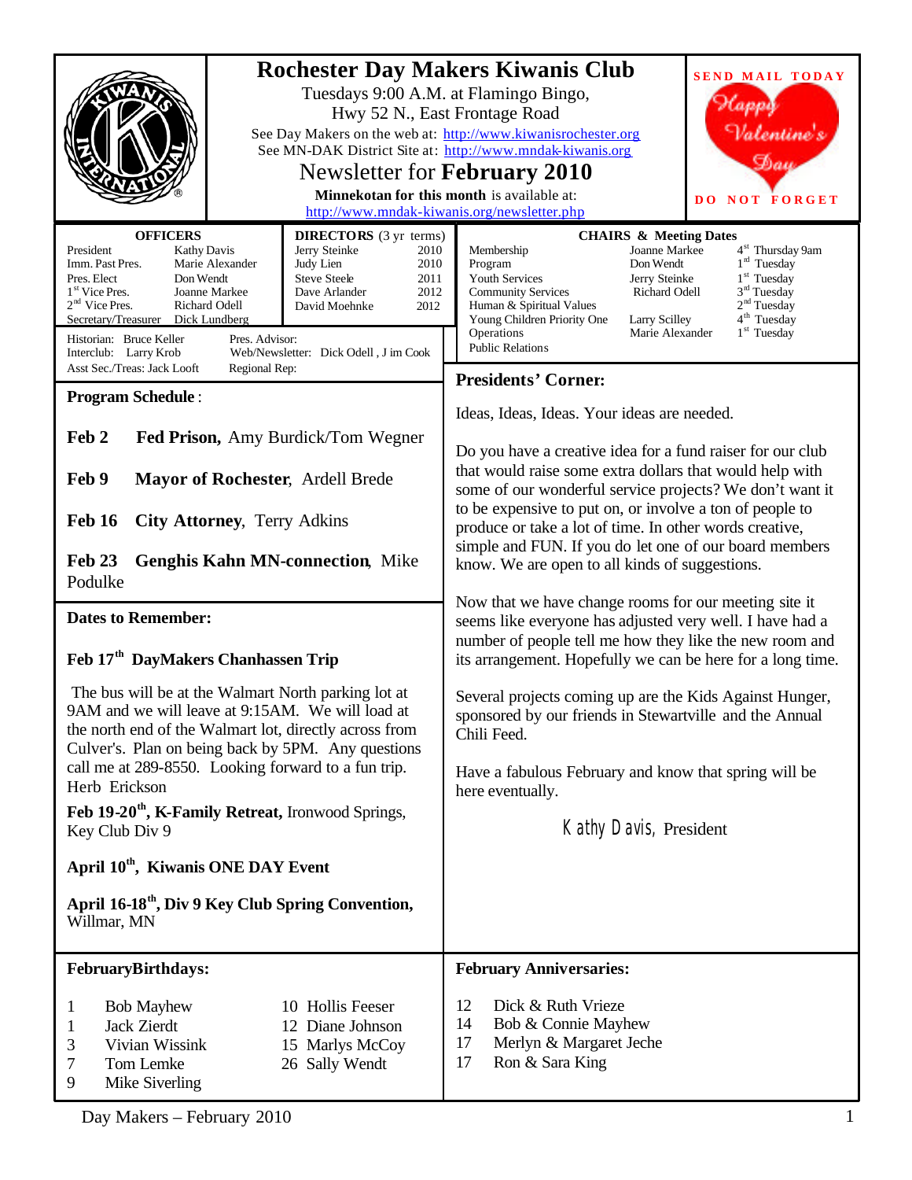# Rochester Day Makers Kiwanis Club

Tuesdays 9:00 A.M. at Flamingo Bingo,
Hwy 52 N., East Frontage Road

See Day Makers on the web at: http://www.kiwanisrochester.org
See MN-DAK District Site at: http://www.mndak-kiwanis.org

## Newsletter for **February 2010**

**Minnekotan for this month** is available at: http://www.mndak-kiwanis.org/newsletter.php

**SEND MAIL TODAY**

Happy Valentine's Day

**DO NOT FORGET**

| **OFFICERS** | |
|---|---|
| President | Kathy Davis |
| Imm. Past Pres. | Marie Alexander |
| Pres. Elect | Don Wendt |
| 1st Vice Pres. | Joanne Markee |
| 2nd Vice Pres. | Richard Odell |
| Secretary/Treasurer | Dick Lundberg |

| **DIRECTORS** (3 yr terms) | |
|---|---|
| Jerry Steinke | 2010 |
| Judy Lien | 2010 |
| Steve Steele | 2011 |
| Dave Arlander | 2012 |
| David Moehnke | 2012 |

Historian: Bruce Keller
Interclub: Larry Krob
Asst Sec./Treas: Jack Looft
Pres. Advisor:
Web/Newsletter: Dick Odell , J im Cook
Regional Rep:

| **CHAIRS & Meeting Dates** | | |
|---|---|---|
| Membership | Joanne Markee | 4th Thursday 9am |
| Program | Don Wendt | 1st Tuesday |
| Youth Services | Jerry Steinke | 1st Tuesday |
| Community Services | Richard Odell | 3rd Tuesday |
| Human & Spiritual Values | | 2nd Tuesday |
| Young Children Priority One | Larry Scilley | 4th Tuesday |
| Operations | Marie Alexander | 1st Tuesday |
| Public Relations | | |

## Program Schedule :

**Feb 2** **Fed Prison,** Amy Burdick/Tom Wegner

**Feb 9** **Mayor of Rochester**, Ardell Brede

**Feb 16** **City Attorney**, Terry Adkins

**Feb 23** **Genghis Kahn MN-connection**, Mike Podulke

## Dates to Remember:

**Feb 17th DayMakers Chanhassen Trip**

The bus will be at the Walmart North parking lot at 9AM and we will leave at 9:15AM. We will load at the north end of the Walmart lot, directly across from Culver's. Plan on being back by 5PM. Any questions call me at 289-8550. Looking forward to a fun trip.
Herb Erickson

**Feb 19-20th, K-Family Retreat,** Ironwood Springs, Key Club Div 9

**April 10th, Kiwanis ONE DAY Event**

**April 16-18th, Div 9 Key Club Spring Convention,** Willmar, MN

## Presidents' Corner:

Ideas, Ideas, Ideas. Your ideas are needed.

Do you have a creative idea for a fund raiser for our club that would raise some extra dollars that would help with some of our wonderful service projects? We don't want it to be expensive to put on, or involve a ton of people to produce or take a lot of time. In other words creative, simple and FUN. If you do let one of our board members know. We are open to all kinds of suggestions.

Now that we have change rooms for our meeting site it seems like everyone has adjusted very well. I have had a number of people tell me how they like the new room and its arrangement. Hopefully we can be here for a long time.

Several projects coming up are the Kids Against Hunger, sponsored by our friends in Stewartville and the Annual Chili Feed.

Have a fabulous February and know that spring will be here eventually.

Kathy Davis, President

## FebruaryBirthdays:

| | |
|---|---|
| 1 | Bob Mayhew |
| 1 | Jack Zierdt |
| 3 | Vivian Wissink |
| 7 | Tom Lemke |
| 9 | Mike Siverling |
| 10 | Hollis Feeser |
| 12 | Diane Johnson |
| 15 | Marlys McCoy |
| 26 | Sally Wendt |

## February Anniversaries:

| | |
|---|---|
| 12 | Dick & Ruth Vrieze |
| 14 | Bob & Connie Mayhew |
| 17 | Merlyn & Margaret Jeche |
| 17 | Ron & Sara King |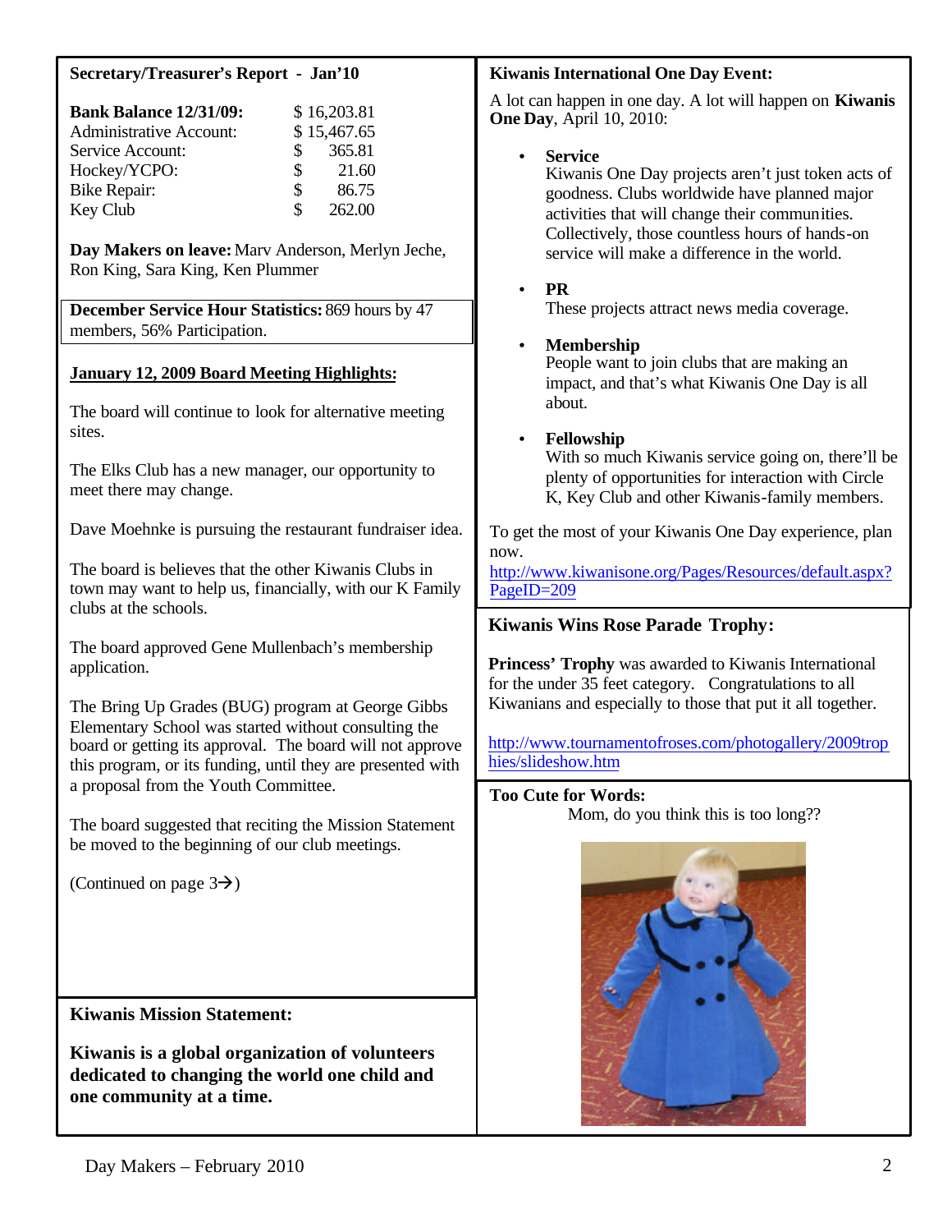## Secretary/Treasurer's Report - Jan'10

| | |
|---|---|
| **Bank Balance 12/31/09:** | $ 16,203.81 |
| Administrative Account: | $ 15,467.65 |
| Service Account: | $ 365.81 |
| Hockey/YCPO: | $ 21.60 |
| Bike Repair: | $ 86.75 |
| Key Club | $ 262.00 |

**Day Makers on leave:** Marv Anderson, Merlyn Jeche, Ron King, Sara King, Ken Plummer

**December Service Hour Statistics:** 869 hours by 47 members, 56% Participation.

### January 12, 2009 Board Meeting Highlights:

The board will continue to look for alternative meeting sites.

The Elks Club has a new manager, our opportunity to meet there may change.

Dave Moehnke is pursuing the restaurant fundraiser idea.

The board is believes that the other Kiwanis Clubs in town may want to help us, financially, with our K Family clubs at the schools.

The board approved Gene Mullenbach's membership application.

The Bring Up Grades (BUG) program at George Gibbs Elementary School was started without consulting the board or getting its approval. The board will not approve this program, or its funding, until they are presented with a proposal from the Youth Committee.

The board suggested that reciting the Mission Statement be moved to the beginning of our club meetings.

(Continued on page 3→)

## Kiwanis Mission Statement:

**Kiwanis is a global organization of volunteers dedicated to changing the world one child and one community at a time.**

## Kiwanis International One Day Event:

A lot can happen in one day. A lot will happen on **Kiwanis One Day**, April 10, 2010:

- **Service**
  Kiwanis One Day projects aren't just token acts of goodness. Clubs worldwide have planned major activities that will change their communities. Collectively, those countless hours of hands-on service will make a difference in the world.
- **PR**
  These projects attract news media coverage.
- **Membership**
  People want to join clubs that are making an impact, and that's what Kiwanis One Day is all about.
- **Fellowship**
  With so much Kiwanis service going on, there'll be plenty of opportunities for interaction with Circle K, Key Club and other Kiwanis-family members.

To get the most of your Kiwanis One Day experience, plan now.
http://www.kiwanisone.org/Pages/Resources/default.aspx?PageID=209

## Kiwanis Wins Rose Parade Trophy:

**Princess' Trophy** was awarded to Kiwanis International for the under 35 feet category. Congratulations to all Kiwanians and especially to those that put it all together.

http://www.tournamentofroses.com/photogallery/2009trophies/slideshow.htm

## Too Cute for Words:

Mom, do you think this is too long??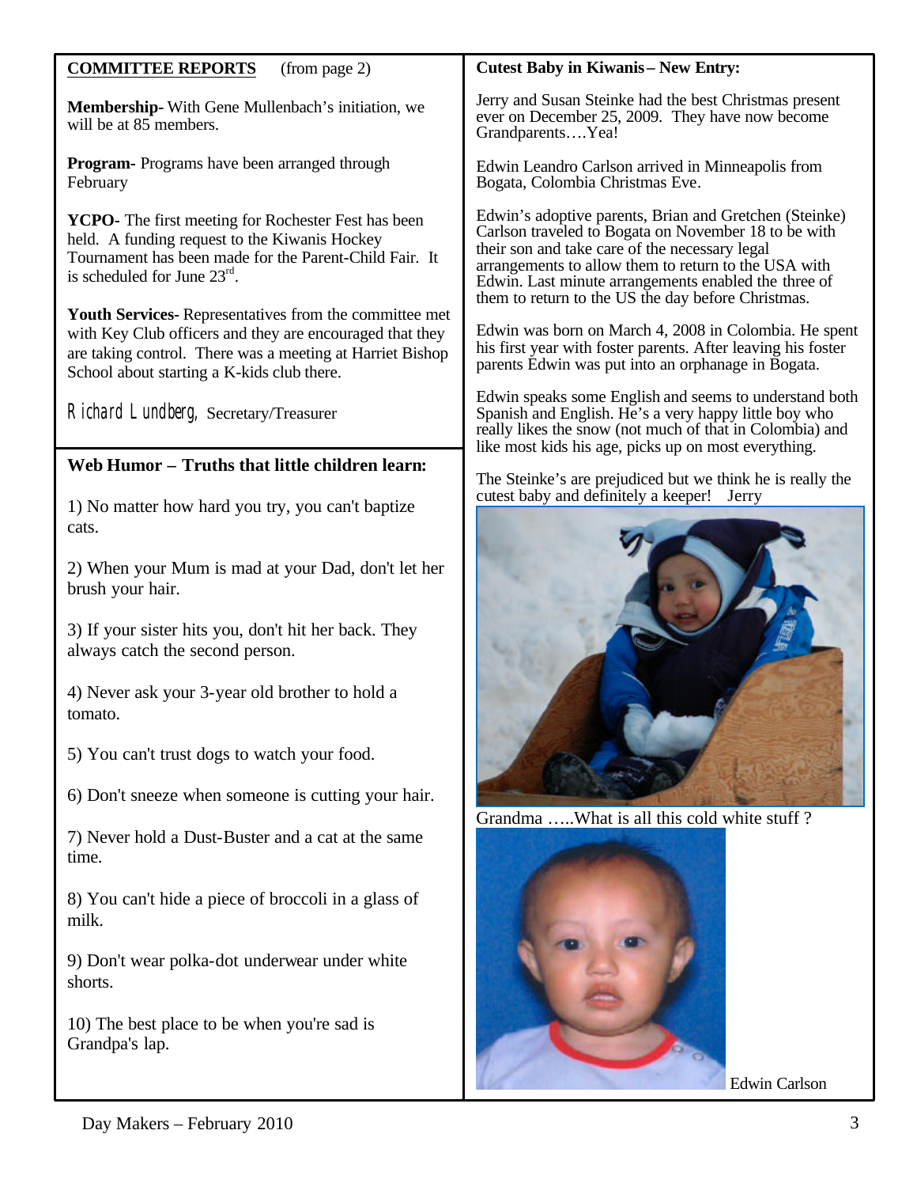**COMMITTEE REPORTS** (from page 2)

**Membership-** With Gene Mullenbach's initiation, we will be at 85 members.

**Program-** Programs have been arranged through February

**YCPO-** The first meeting for Rochester Fest has been held. A funding request to the Kiwanis Hockey Tournament has been made for the Parent-Child Fair. It is scheduled for June 23rd.

**Youth Services-** Representatives from the committee met with Key Club officers and they are encouraged that they are taking control. There was a meeting at Harriet Bishop School about starting a K-kids club there.

*Richard Lundberg*, Secretary/Treasurer

## Web Humor – Truths that little children learn:

1) No matter how hard you try, you can't baptize cats.

2) When your Mum is mad at your Dad, don't let her brush your hair.

3) If your sister hits you, don't hit her back. They always catch the second person.

4) Never ask your 3-year old brother to hold a tomato.

5) You can't trust dogs to watch your food.

6) Don't sneeze when someone is cutting your hair.

7) Never hold a Dust-Buster and a cat at the same time.

8) You can't hide a piece of broccoli in a glass of milk.

9) Don't wear polka-dot underwear under white shorts.

10) The best place to be when you're sad is Grandpa's lap.

**Cutest Baby in Kiwanis – New Entry:**

Jerry and Susan Steinke had the best Christmas present ever on December 25, 2009. They have now become Grandparents….Yea!

Edwin Leandro Carlson arrived in Minneapolis from Bogata, Colombia Christmas Eve.

Edwin's adoptive parents, Brian and Gretchen (Steinke) Carlson traveled to Bogata on November 18 to be with their son and take care of the necessary legal arrangements to allow them to return to the USA with Edwin. Last minute arrangements enabled the three of them to return to the US the day before Christmas.

Edwin was born on March 4, 2008 in Colombia. He spent his first year with foster parents. After leaving his foster parents Edwin was put into an orphanage in Bogata.

Edwin speaks some English and seems to understand both Spanish and English. He's a very happy little boy who really likes the snow (not much of that in Colombia) and like most kids his age, picks up on most everything.

The Steinke's are prejudiced but we think he is really the cutest baby and definitely a keeper! Jerry

Grandma …..What is all this cold white stuff ?

Edwin Carlson

Day Makers – February 2010